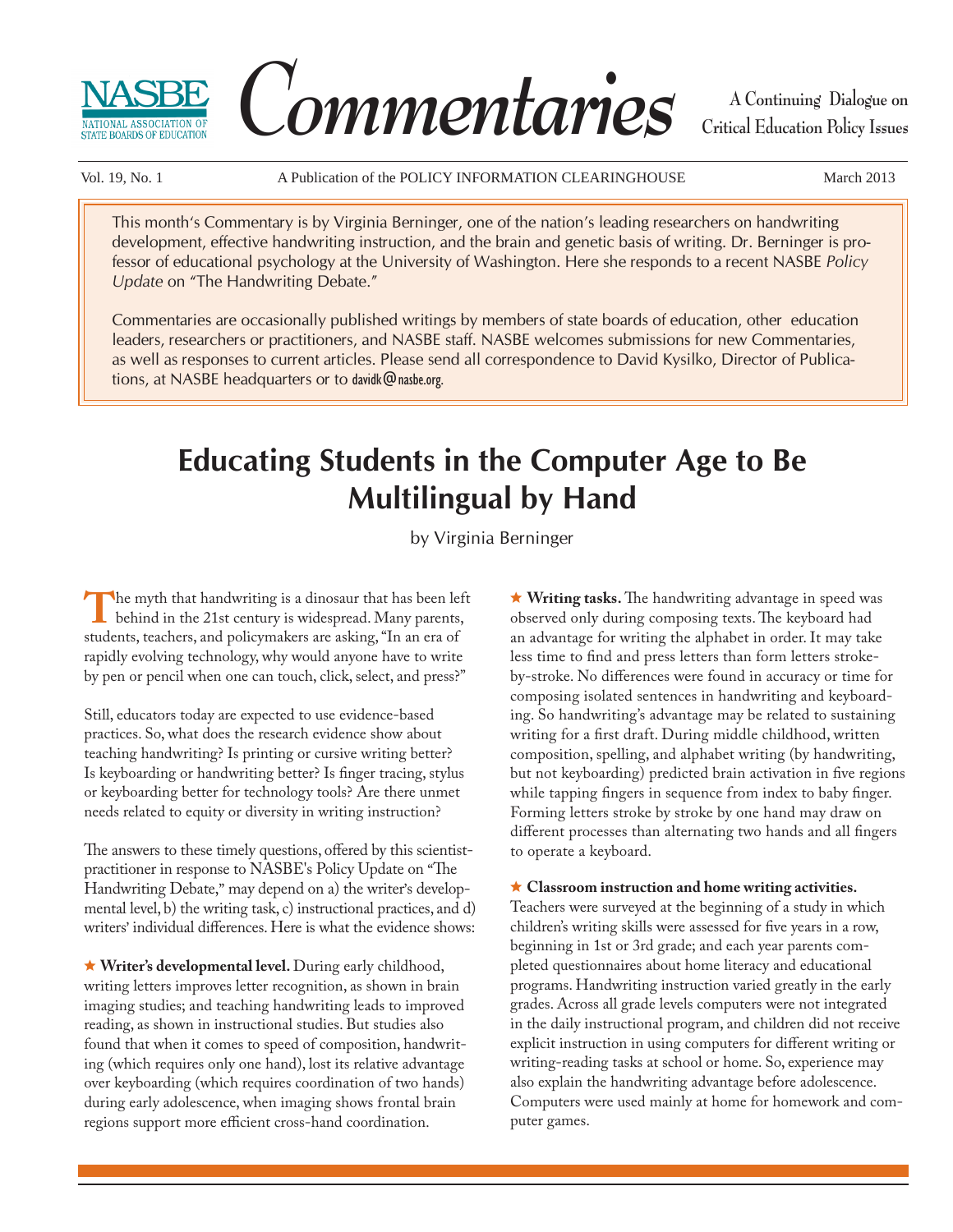# NASBE Commentaries

A Continuing Dialogue on Critical Education Policy Issues

Vol. 19, No. 1 — A Publication of the POLICY INFORMATION CLEARINGHOUSE — March 2013

This month's Commentary is by Virginia Berninger, one of the nation's leading researchers on handwriting development, effective handwriting instruction, and the brain and genetic basis of writing. Dr. Berninger is professor of educational psychology at the University of Washington. Here she responds to a recent NASBE *Policy Update* on "The Handwriting Debate."

Commentaries are occasionally published writings by members of state boards of education, other education leaders, researchers or practitioners, and NASBE staff. NASBE welcomes submissions for new Commentaries, as well as responses to current articles. Please send all correspondence to David Kysilko, Director of Publications, at NASBE headquarters or to davidk@nasbe.org.

## Educating Students in the Computer Age to Be Multilingual by Hand

by Virginia Berninger

The myth that handwriting is a dinosaur that has been left behind in the 21st century is widespread. Many parents, students, teachers, and policymakers are asking, "In an era of rapidly evolving technology, why would anyone have to write by pen or pencil when one can touch, click, select, and press?"

Still, educators today are expected to use evidence-based practices. So, what does the research evidence show about teaching handwriting? Is printing or cursive writing better? Is keyboarding or handwriting better? Is finger tracing, stylus or keyboarding better for technology tools? Are there unmet needs related to equity or diversity in writing instruction?

The answers to these timely questions, offered by this scientist-practitioner in response to NASBE's Policy Update on "The Handwriting Debate," may depend on a) the writer's developmental level, b) the writing task, c) instructional practices, and d) writers' individual differences. Here is what the evidence shows:

★ **Writer's developmental level.** During early childhood, writing letters improves letter recognition, as shown in brain imaging studies; and teaching handwriting leads to improved reading, as shown in instructional studies. But studies also found that when it comes to speed of composition, handwriting (which requires only one hand), lost its relative advantage over keyboarding (which requires coordination of two hands) during early adolescence, when imaging shows frontal brain regions support more efficient cross-hand coordination.

★ **Writing tasks.** The handwriting advantage in speed was observed only during composing texts. The keyboard had an advantage for writing the alphabet in order. It may take less time to find and press letters than form letters stroke-by-stroke. No differences were found in accuracy or time for composing isolated sentences in handwriting and keyboarding. So handwriting's advantage may be related to sustaining writing for a first draft. During middle childhood, written composition, spelling, and alphabet writing (by handwriting, but not keyboarding) predicted brain activation in five regions while tapping fingers in sequence from index to baby finger. Forming letters stroke by stroke by one hand may draw on different processes than alternating two hands and all fingers to operate a keyboard.

★ **Classroom instruction and home writing activities.** Teachers were surveyed at the beginning of a study in which children's writing skills were assessed for five years in a row, beginning in 1st or 3rd grade; and each year parents completed questionnaires about home literacy and educational programs. Handwriting instruction varied greatly in the early grades. Across all grade levels computers were not integrated in the daily instructional program, and children did not receive explicit instruction in using computers for different writing or writing-reading tasks at school or home. So, experience may also explain the handwriting advantage before adolescence. Computers were used mainly at home for homework and computer games.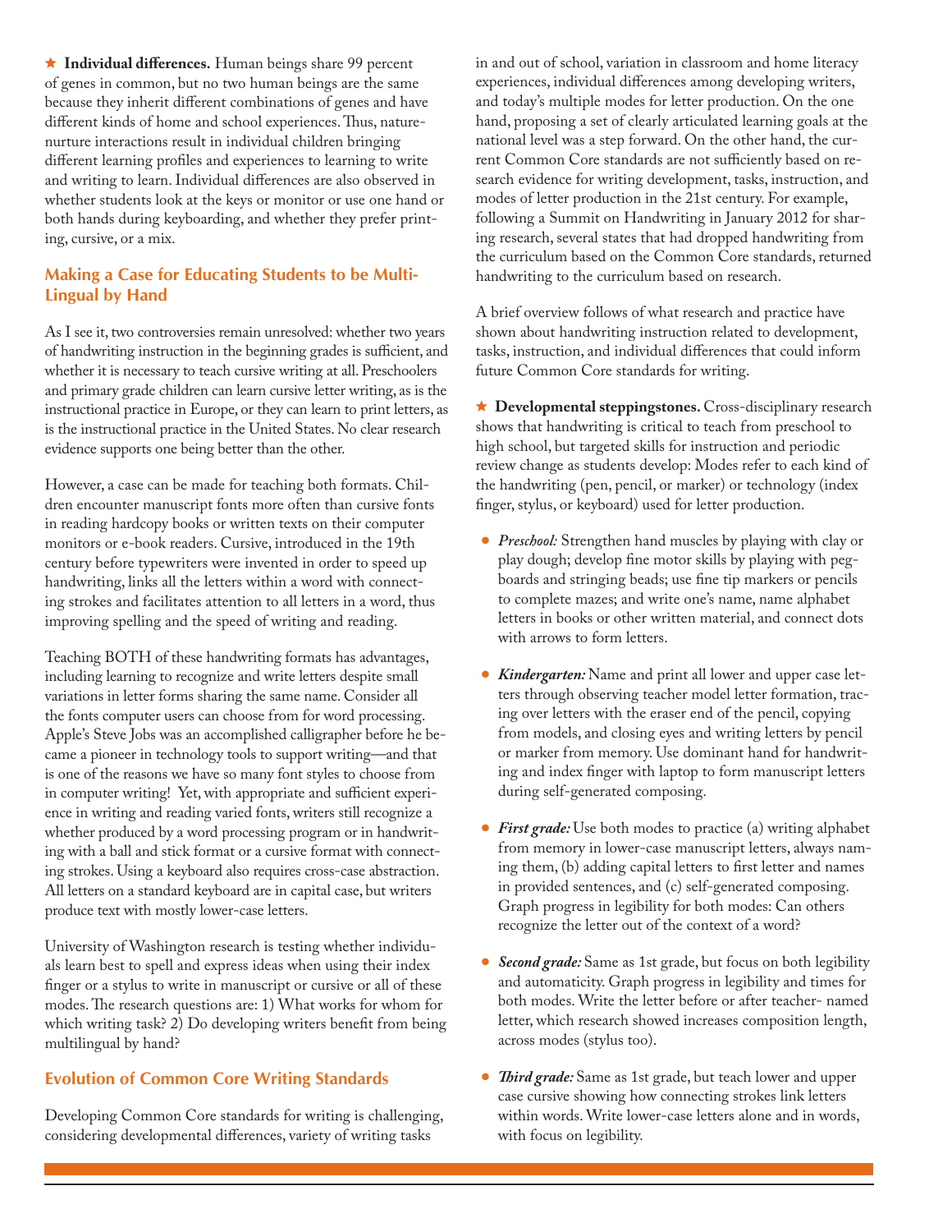★ **Individual differences.** Human beings share 99 percent of genes in common, but no two human beings are the same because they inherit different combinations of genes and have different kinds of home and school experiences. Thus, nature-nurture interactions result in individual children bringing different learning profiles and experiences to learning to write and writing to learn. Individual differences are also observed in whether students look at the keys or monitor or use one hand or both hands during keyboarding, and whether they prefer printing, cursive, or a mix.

## Making a Case for Educating Students to be Multi-Lingual by Hand

As I see it, two controversies remain unresolved: whether two years of handwriting instruction in the beginning grades is sufficient, and whether it is necessary to teach cursive writing at all. Preschoolers and primary grade children can learn cursive letter writing, as is the instructional practice in Europe, or they can learn to print letters, as is the instructional practice in the United States. No clear research evidence supports one being better than the other.

However, a case can be made for teaching both formats. Children encounter manuscript fonts more often than cursive fonts in reading hardcopy books or written texts on their computer monitors or e-book readers. Cursive, introduced in the 19th century before typewriters were invented in order to speed up handwriting, links all the letters within a word with connecting strokes and facilitates attention to all letters in a word, thus improving spelling and the speed of writing and reading.

Teaching BOTH of these handwriting formats has advantages, including learning to recognize and write letters despite small variations in letter forms sharing the same name. Consider all the fonts computer users can choose from for word processing. Apple's Steve Jobs was an accomplished calligrapher before he became a pioneer in technology tools to support writing—and that is one of the reasons we have so many font styles to choose from in computer writing! Yet, with appropriate and sufficient experience in writing and reading varied fonts, writers still recognize a whether produced by a word processing program or in handwriting with a ball and stick format or a cursive format with connecting strokes. Using a keyboard also requires cross-case abstraction. All letters on a standard keyboard are in capital case, but writers produce text with mostly lower-case letters.

University of Washington research is testing whether individuals learn best to spell and express ideas when using their index finger or a stylus to write in manuscript or cursive or all of these modes. The research questions are: 1) What works for whom for which writing task? 2) Do developing writers benefit from being multilingual by hand?

## Evolution of Common Core Writing Standards

Developing Common Core standards for writing is challenging, considering developmental differences, variety of writing tasks in and out of school, variation in classroom and home literacy experiences, individual differences among developing writers, and today's multiple modes for letter production. On the one hand, proposing a set of clearly articulated learning goals at the national level was a step forward. On the other hand, the current Common Core standards are not sufficiently based on research evidence for writing development, tasks, instruction, and modes of letter production in the 21st century. For example, following a Summit on Handwriting in January 2012 for sharing research, several states that had dropped handwriting from the curriculum based on the Common Core standards, returned handwriting to the curriculum based on research.

A brief overview follows of what research and practice have shown about handwriting instruction related to development, tasks, instruction, and individual differences that could inform future Common Core standards for writing.

★ **Developmental steppingstones.** Cross-disciplinary research shows that handwriting is critical to teach from preschool to high school, but targeted skills for instruction and periodic review change as students develop: Modes refer to each kind of the handwriting (pen, pencil, or marker) or technology (index finger, stylus, or keyboard) used for letter production.

- ***Preschool:*** Strengthen hand muscles by playing with clay or play dough; develop fine motor skills by playing with pegboards and stringing beads; use fine tip markers or pencils to complete mazes; and write one's name, name alphabet letters in books or other written material, and connect dots with arrows to form letters.

- ***Kindergarten:*** Name and print all lower and upper case letters through observing teacher model letter formation, tracing over letters with the eraser end of the pencil, copying from models, and closing eyes and writing letters by pencil or marker from memory. Use dominant hand for handwriting and index finger with laptop to form manuscript letters during self-generated composing.

- ***First grade:*** Use both modes to practice (a) writing alphabet from memory in lower-case manuscript letters, always naming them, (b) adding capital letters to first letter and names in provided sentences, and (c) self-generated composing. Graph progress in legibility for both modes: Can others recognize the letter out of the context of a word?

- ***Second grade:*** Same as 1st grade, but focus on both legibility and automaticity. Graph progress in legibility and times for both modes. Write the letter before or after teacher- named letter, which research showed increases composition length, across modes (stylus too).

- ***Third grade:*** Same as 1st grade, but teach lower and upper case cursive showing how connecting strokes link letters within words. Write lower-case letters alone and in words, with focus on legibility.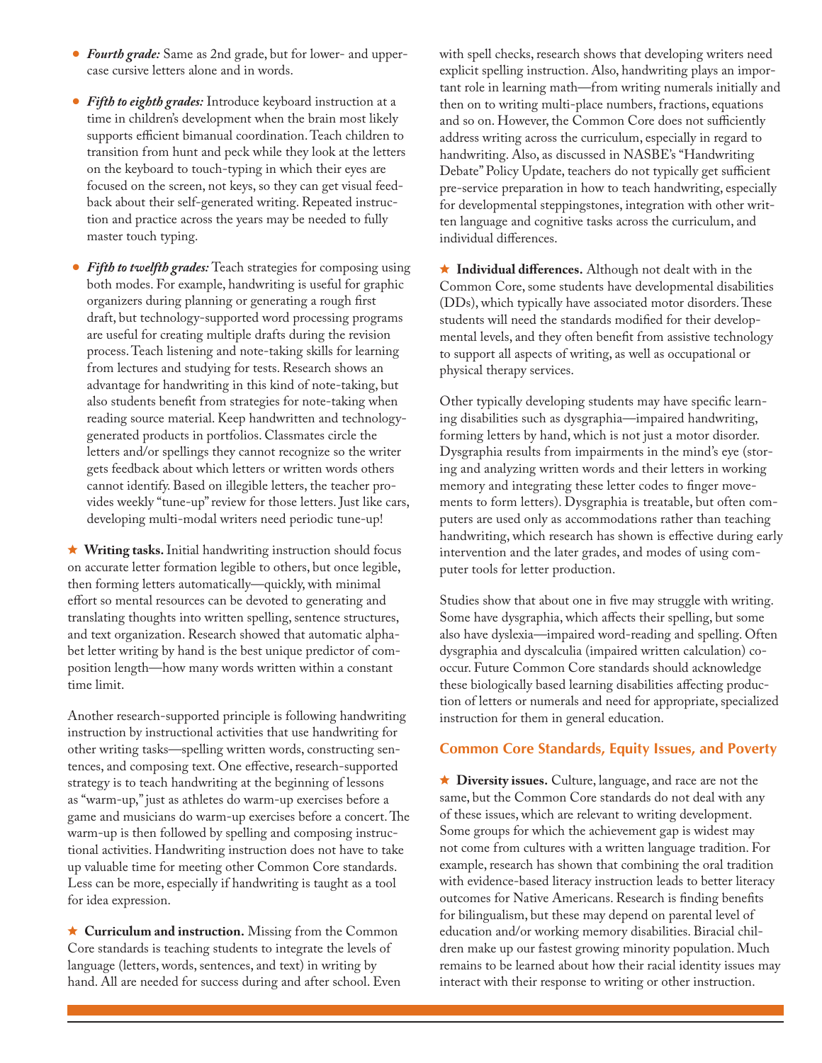- ***Fourth grade:*** Same as 2nd grade, but for lower- and uppercase cursive letters alone and in words.

- ***Fifth to eighth grades:*** Introduce keyboard instruction at a time in children's development when the brain most likely supports efficient bimanual coordination. Teach children to transition from hunt and peck while they look at the letters on the keyboard to touch-typing in which their eyes are focused on the screen, not keys, so they can get visual feedback about their self-generated writing. Repeated instruction and practice across the years may be needed to fully master touch typing.

- ***Fifth to twelfth grades:*** Teach strategies for composing using both modes. For example, handwriting is useful for graphic organizers during planning or generating a rough first draft, but technology-supported word processing programs are useful for creating multiple drafts during the revision process. Teach listening and note-taking skills for learning from lectures and studying for tests. Research shows an advantage for handwriting in this kind of note-taking, but also students benefit from strategies for note-taking when reading source material. Keep handwritten and technology-generated products in portfolios. Classmates circle the letters and/or spellings they cannot recognize so the writer gets feedback about which letters or written words others cannot identify. Based on illegible letters, the teacher provides weekly "tune-up" review for those letters. Just like cars, developing multi-modal writers need periodic tune-up!

★ **Writing tasks.** Initial handwriting instruction should focus on accurate letter formation legible to others, but once legible, then forming letters automatically—quickly, with minimal effort so mental resources can be devoted to generating and translating thoughts into written spelling, sentence structures, and text organization. Research showed that automatic alphabet letter writing by hand is the best unique predictor of composition length—how many words written within a constant time limit.

Another research-supported principle is following handwriting instruction by instructional activities that use handwriting for other writing tasks—spelling written words, constructing sentences, and composing text. One effective, research-supported strategy is to teach handwriting at the beginning of lessons as "warm-up," just as athletes do warm-up exercises before a game and musicians do warm-up exercises before a concert. The warm-up is then followed by spelling and composing instructional activities. Handwriting instruction does not have to take up valuable time for meeting other Common Core standards. Less can be more, especially if handwriting is taught as a tool for idea expression.

★ **Curriculum and instruction.** Missing from the Common Core standards is teaching students to integrate the levels of language (letters, words, sentences, and text) in writing by hand. All are needed for success during and after school. Even with spell checks, research shows that developing writers need explicit spelling instruction. Also, handwriting plays an important role in learning math—from writing numerals initially and then on to writing multi-place numbers, fractions, equations and so on. However, the Common Core does not sufficiently address writing across the curriculum, especially in regard to handwriting. Also, as discussed in NASBE's "Handwriting Debate" Policy Update, teachers do not typically get sufficient pre-service preparation in how to teach handwriting, especially for developmental steppingstones, integration with other written language and cognitive tasks across the curriculum, and individual differences.

★ **Individual differences.** Although not dealt with in the Common Core, some students have developmental disabilities (DDs), which typically have associated motor disorders. These students will need the standards modified for their developmental levels, and they often benefit from assistive technology to support all aspects of writing, as well as occupational or physical therapy services.

Other typically developing students may have specific learning disabilities such as dysgraphia—impaired handwriting, forming letters by hand, which is not just a motor disorder. Dysgraphia results from impairments in the mind's eye (storing and analyzing written words and their letters in working memory and integrating these letter codes to finger movements to form letters). Dysgraphia is treatable, but often computers are used only as accommodations rather than teaching handwriting, which research has shown is effective during early intervention and the later grades, and modes of using computer tools for letter production.

Studies show that about one in five may struggle with writing. Some have dysgraphia, which affects their spelling, but some also have dyslexia—impaired word-reading and spelling. Often dysgraphia and dyscalculia (impaired written calculation) co-occur. Future Common Core standards should acknowledge these biologically based learning disabilities affecting production of letters or numerals and need for appropriate, specialized instruction for them in general education.

## Common Core Standards, Equity Issues, and Poverty

★ **Diversity issues.** Culture, language, and race are not the same, but the Common Core standards do not deal with any of these issues, which are relevant to writing development. Some groups for which the achievement gap is widest may not come from cultures with a written language tradition. For example, research has shown that combining the oral tradition with evidence-based literacy instruction leads to better literacy outcomes for Native Americans. Research is finding benefits for bilingualism, but these may depend on parental level of education and/or working memory disabilities. Biracial children make up our fastest growing minority population. Much remains to be learned about how their racial identity issues may interact with their response to writing or other instruction.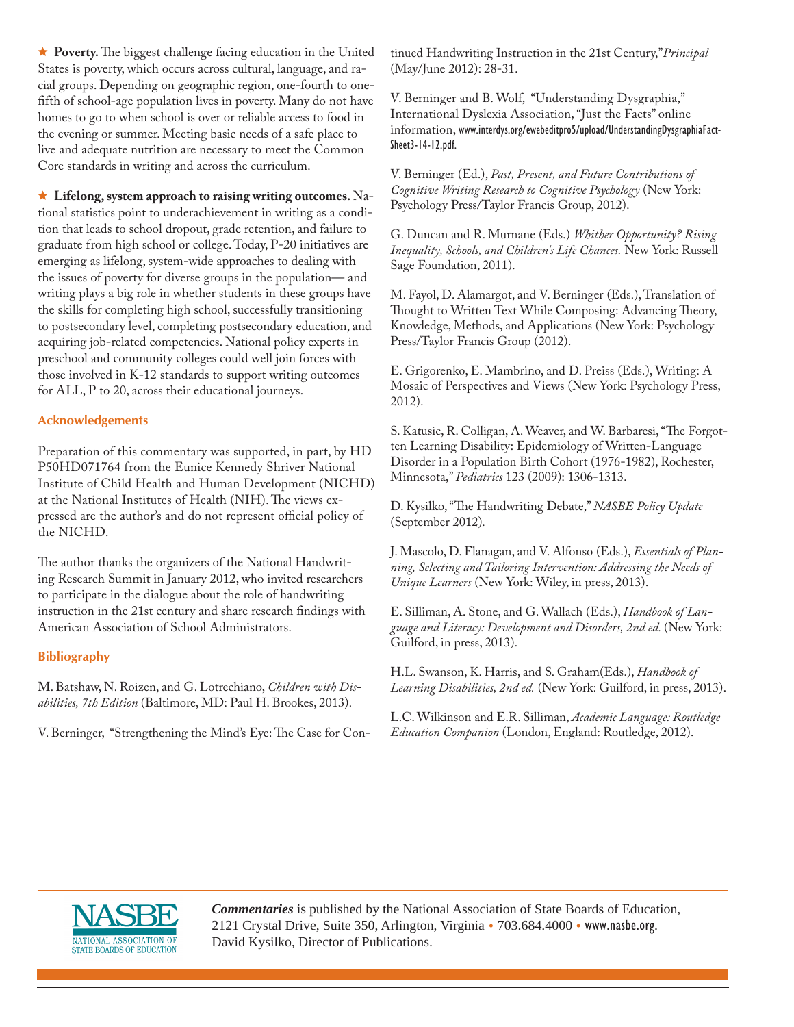★ **Poverty.** The biggest challenge facing education in the United States is poverty, which occurs across cultural, language, and racial groups. Depending on geographic region, one-fourth to one-fifth of school-age population lives in poverty. Many do not have homes to go to when school is over or reliable access to food in the evening or summer. Meeting basic needs of a safe place to live and adequate nutrition are necessary to meet the Common Core standards in writing and across the curriculum.

★ **Lifelong, system approach to raising writing outcomes.** National statistics point to underachievement in writing as a condition that leads to school dropout, grade retention, and failure to graduate from high school or college. Today, P-20 initiatives are emerging as lifelong, system-wide approaches to dealing with the issues of poverty for diverse groups in the population— and writing plays a big role in whether students in these groups have the skills for completing high school, successfully transitioning to postsecondary level, completing postsecondary education, and acquiring job-related competencies. National policy experts in preschool and community colleges could well join forces with those involved in K-12 standards to support writing outcomes for ALL, P to 20, across their educational journeys.

## Acknowledgements

Preparation of this commentary was supported, in part, by HD P50HD071764 from the Eunice Kennedy Shriver National Institute of Child Health and Human Development (NICHD) at the National Institutes of Health (NIH). The views expressed are the author's and do not represent official policy of the NICHD.

The author thanks the organizers of the National Handwriting Research Summit in January 2012, who invited researchers to participate in the dialogue about the role of handwriting instruction in the 21st century and share research findings with American Association of School Administrators.

## Bibliography

M. Batshaw, N. Roizen, and G. Lotrechiano, *Children with Disabilities, 7th Edition* (Baltimore, MD: Paul H. Brookes, 2013).

V. Berninger, "Strengthening the Mind's Eye: The Case for Continued Handwriting Instruction in the 21st Century," *Principal* (May/June 2012): 28-31.

V. Berninger and B. Wolf, "Understanding Dysgraphia," International Dyslexia Association, "Just the Facts" online information, www.interdys.org/ewebeditpro5/upload/UnderstandingDysgraphiaFactSheet3-14-12.pdf.

V. Berninger (Ed.), *Past, Present, and Future Contributions of Cognitive Writing Research to Cognitive Psychology* (New York: Psychology Press/Taylor Francis Group, 2012).

G. Duncan and R. Murnane (Eds.) *Whither Opportunity? Rising Inequality, Schools, and Children's Life Chances.* New York: Russell Sage Foundation, 2011).

M. Fayol, D. Alamargot, and V. Berninger (Eds.), Translation of Thought to Written Text While Composing: Advancing Theory, Knowledge, Methods, and Applications (New York: Psychology Press/Taylor Francis Group (2012).

E. Grigorenko, E. Mambrino, and D. Preiss (Eds.), Writing: A Mosaic of Perspectives and Views (New York: Psychology Press, 2012).

S. Katusic, R. Colligan, A. Weaver, and W. Barbaresi, "The Forgotten Learning Disability: Epidemiology of Written-Language Disorder in a Population Birth Cohort (1976-1982), Rochester, Minnesota," *Pediatrics* 123 (2009): 1306-1313.

D. Kysilko, "The Handwriting Debate," *NASBE Policy Update* (September 2012).

J. Mascolo, D. Flanagan, and V. Alfonso (Eds.), *Essentials of Planning, Selecting and Tailoring Intervention: Addressing the Needs of Unique Learners* (New York: Wiley, in press, 2013).

E. Silliman, A. Stone, and G. Wallach (Eds.), *Handbook of Language and Literacy: Development and Disorders, 2nd ed.* (New York: Guilford, in press, 2013).

H.L. Swanson, K. Harris, and S. Graham(Eds.), *Handbook of Learning Disabilities, 2nd ed.* (New York: Guilford, in press, 2013).

L.C. Wilkinson and E.R. Silliman, *Academic Language: Routledge Education Companion* (London, England: Routledge, 2012).

NASBE
NATIONAL ASSOCIATION OF STATE BOARDS OF EDUCATION

***Commentaries*** is published by the National Association of State Boards of Education, 2121 Crystal Drive, Suite 350, Arlington, Virginia • 703.684.4000 • www.nasbe.org. David Kysilko, Director of Publications.